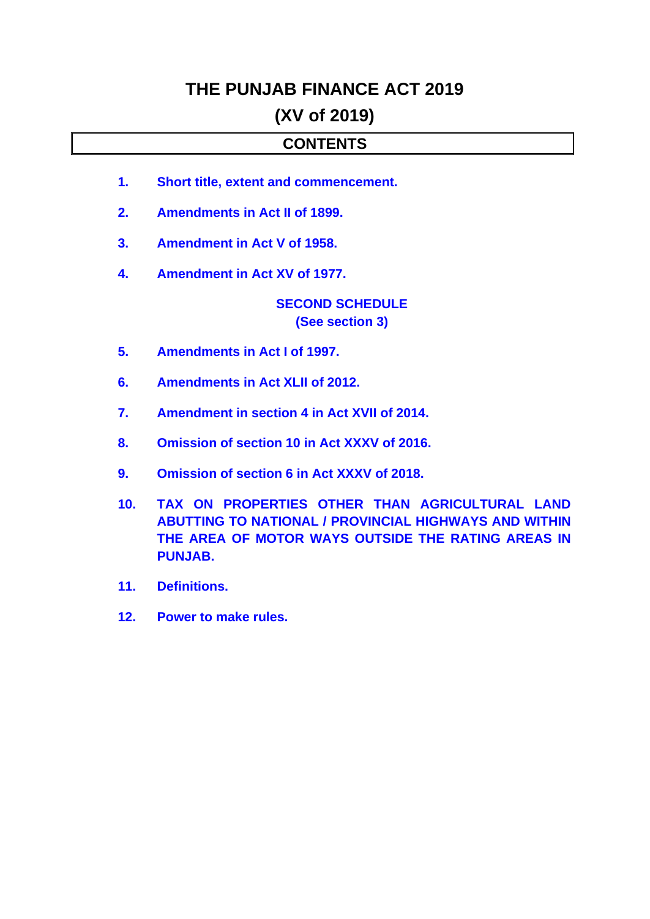# THE PUNJAB FINANCE ACT 2019

# (XV of 2019)

## CONTENTS

1. **Short title, extent and commencement.**
2. **Amendments in Act II of 1899.**
3. **Amendment in Act V of 1958.**
4. **Amendment in Act XV of 1977.**

**SECOND SCHEDULE**
**(See section 3)**

5. **Amendments in Act I of 1997.**
6. **Amendments in Act XLII of 2012.**
7. **Amendment in section 4 in Act XVII of 2014.**
8. **Omission of section 10 in Act XXXV of 2016.**
9. **Omission of section 6 in Act XXXV of 2018.**
10. **TAX ON PROPERTIES OTHER THAN AGRICULTURAL LAND ABUTTING TO NATIONAL / PROVINCIAL HIGHWAYS AND WITHIN THE AREA OF MOTOR WAYS OUTSIDE THE RATING AREAS IN PUNJAB.**
11. **Definitions.**
12. **Power to make rules.**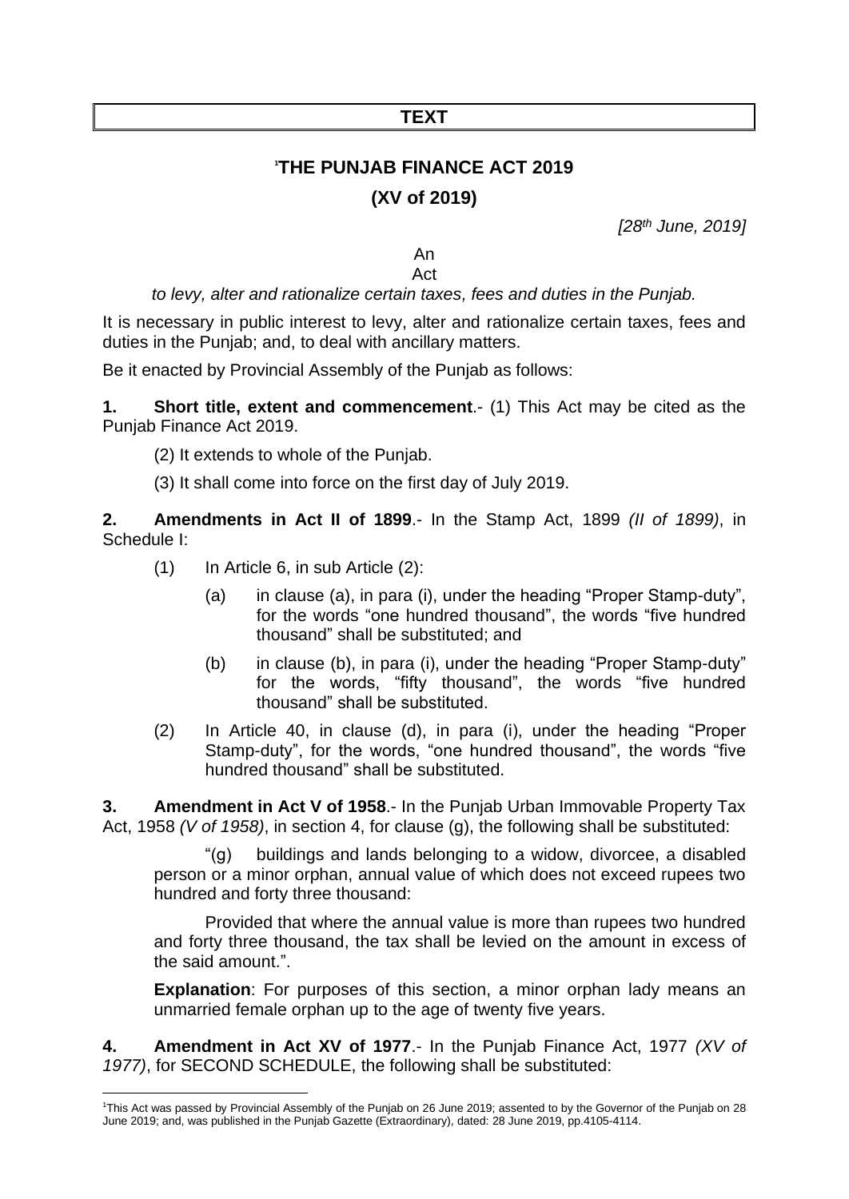## TEXT

# [1]THE PUNJAB FINANCE ACT 2019

## (XV of 2019)

*[28th June, 2019]*

An

Act

*to levy, alter and rationalize certain taxes, fees and duties in the Punjab.*

It is necessary in public interest to levy, alter and rationalize certain taxes, fees and duties in the Punjab; and, to deal with ancillary matters.

Be it enacted by Provincial Assembly of the Punjab as follows:

**1. Short title, extent and commencement**.- (1) This Act may be cited as the Punjab Finance Act 2019.

(2) It extends to whole of the Punjab.

(3) It shall come into force on the first day of July 2019.

**2. Amendments in Act II of 1899**.- In the Stamp Act, 1899 *(II of 1899)*, in Schedule I:

(1) In Article 6, in sub Article (2):

(a) in clause (a), in para (i), under the heading "Proper Stamp-duty", for the words "one hundred thousand", the words "five hundred thousand" shall be substituted; and

(b) in clause (b), in para (i), under the heading "Proper Stamp-duty" for the words, "fifty thousand", the words "five hundred thousand" shall be substituted.

(2) In Article 40, in clause (d), in para (i), under the heading "Proper Stamp-duty", for the words, "one hundred thousand", the words "five hundred thousand" shall be substituted.

**3. Amendment in Act V of 1958**.- In the Punjab Urban Immovable Property Tax Act, 1958 *(V of 1958)*, in section 4, for clause (g), the following shall be substituted:

"(g) buildings and lands belonging to a widow, divorcee, a disabled person or a minor orphan, annual value of which does not exceed rupees two hundred and forty three thousand:

Provided that where the annual value is more than rupees two hundred and forty three thousand, the tax shall be levied on the amount in excess of the said amount.".

**Explanation**: For purposes of this section, a minor orphan lady means an unmarried female orphan up to the age of twenty five years.

**4. Amendment in Act XV of 1977**.- In the Punjab Finance Act, 1977 *(XV of 1977)*, for SECOND SCHEDULE, the following shall be substituted:

---

[1]This Act was passed by Provincial Assembly of the Punjab on 26 June 2019; assented to by the Governor of the Punjab on 28 June 2019; and, was published in the Punjab Gazette (Extraordinary), dated: 28 June 2019, pp.4105-4114.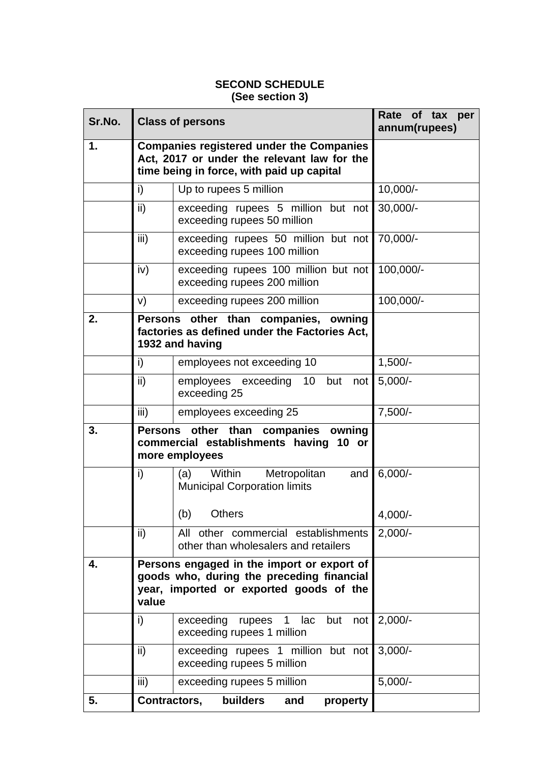**SECOND SCHEDULE**
**(See section 3)**

| Sr.No. | Class of persons | | Rate of tax per annum(rupees) |
|---|---|---|---|
| **1.** | **Companies registered under the Companies Act, 2017 or under the relevant law for the time being in force, with paid up capital** | | |
| | i) | Up to rupees 5 million | 10,000/- |
| | ii) | exceeding rupees 5 million but not exceeding rupees 50 million | 30,000/- |
| | iii) | exceeding rupees 50 million but not exceeding rupees 100 million | 70,000/- |
| | iv) | exceeding rupees 100 million but not exceeding rupees 200 million | 100,000/- |
| | v) | exceeding rupees 200 million | 100,000/- |
| **2.** | **Persons other than companies, owning factories as defined under the Factories Act, 1932 and having** | | |
| | i) | employees not exceeding 10 | 1,500/- |
| | ii) | employees exceeding 10 but not exceeding 25 | 5,000/- |
| | iii) | employees exceeding 25 | 7,500/- |
| **3.** | **Persons other than companies owning commercial establishments having 10 or more employees** | | |
| | i) | (a) Within Metropolitan and Municipal Corporation limits<br><br>(b) Others | 6,000/-<br><br>4,000/- |
| | ii) | All other commercial establishments other than wholesalers and retailers | 2,000/- |
| **4.** | **Persons engaged in the import or export of goods who, during the preceding financial year, imported or exported goods of the value** | | |
| | i) | exceeding rupees 1 lac but not exceeding rupees 1 million | 2,000/- |
| | ii) | exceeding rupees 1 million but not exceeding rupees 5 million | 3,000/- |
| | iii) | exceeding rupees 5 million | 5,000/- |
| **5.** | **Contractors, builders and property** | | |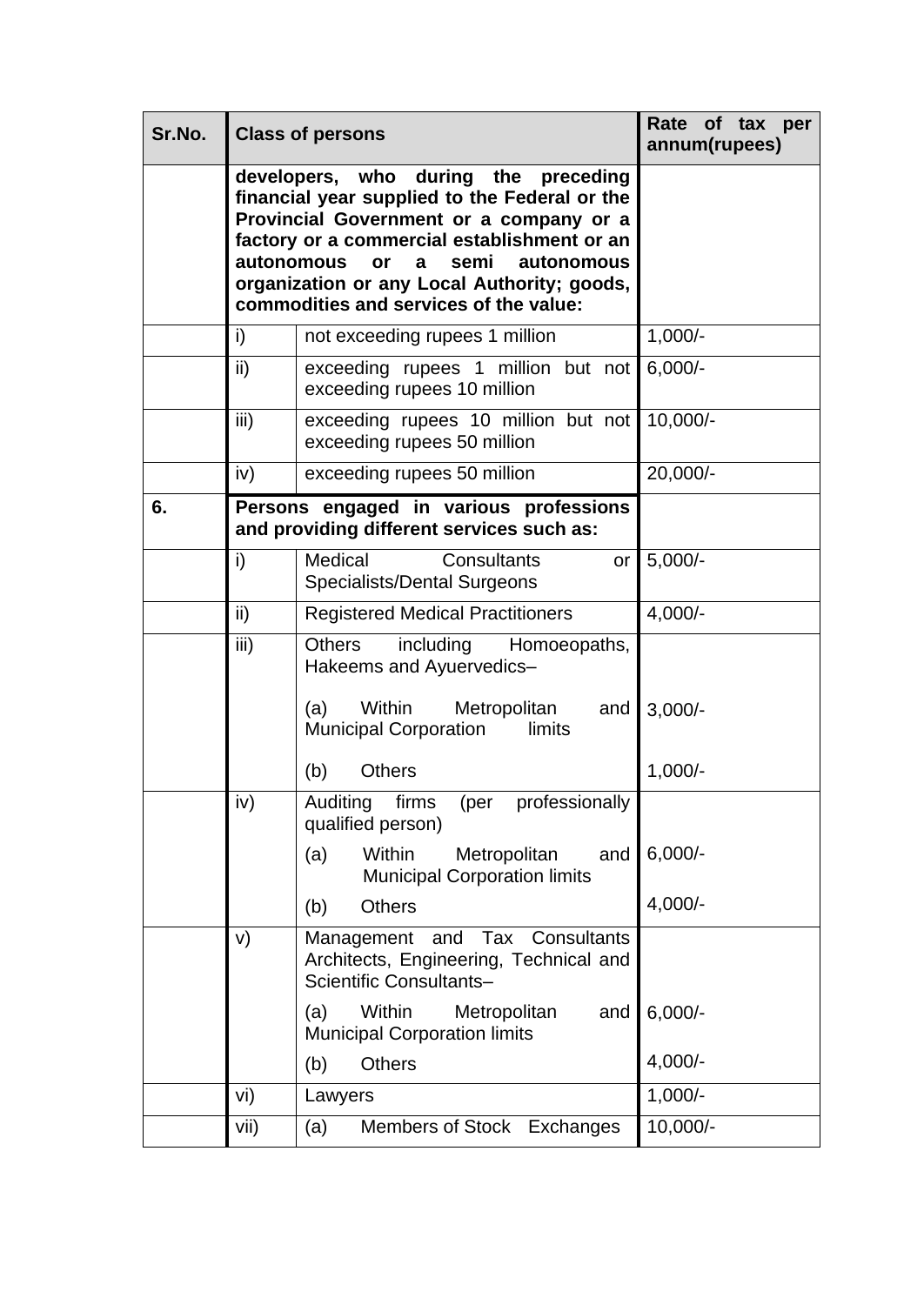| Sr.No. | Class of persons | | Rate of tax per annum(rupees) |
|---|---|---|---|
| | **developers, who during the preceding financial year supplied to the Federal or the Provincial Government or a company or a factory or a commercial establishment or an autonomous or a semi autonomous organization or any Local Authority; goods, commodities and services of the value:** | | |
| | i) | not exceeding rupees 1 million | 1,000/- |
| | ii) | exceeding rupees 1 million but not exceeding rupees 10 million | 6,000/- |
| | iii) | exceeding rupees 10 million but not exceeding rupees 50 million | 10,000/- |
| | iv) | exceeding rupees 50 million | 20,000/- |
| **6.** | **Persons engaged in various professions and providing different services such as:** | | |
| | i) | Medical Consultants or Specialists/Dental Surgeons | 5,000/- |
| | ii) | Registered Medical Practitioners | 4,000/- |
| | iii) | Others including Homoeopaths, Hakeems and Ayuervedics– | |
| | | (a) Within Metropolitan and Municipal Corporation limits | 3,000/- |
| | | (b) Others | 1,000/- |
| | iv) | Auditing firms (per professionally qualified person) | |
| | | (a) Within Metropolitan and Municipal Corporation limits | 6,000/- |
| | | (b) Others | 4,000/- |
| | v) | Management and Tax Consultants Architects, Engineering, Technical and Scientific Consultants– | |
| | | (a) Within Metropolitan and Municipal Corporation limits | 6,000/- |
| | | (b) Others | 4,000/- |
| | vi) | Lawyers | 1,000/- |
| | vii) | (a) Members of Stock Exchanges | 10,000/- |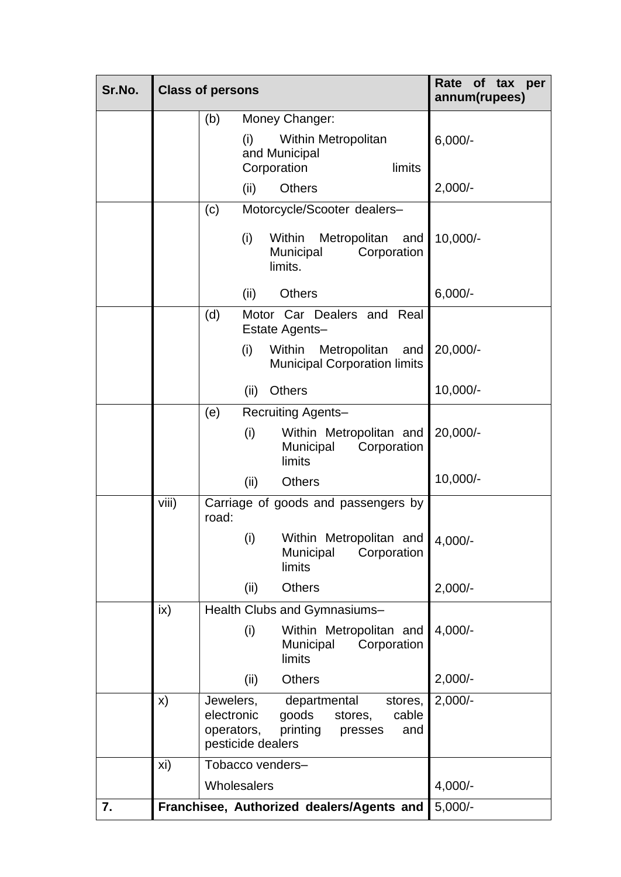| Sr.No. | Class of persons | | Rate of tax per annum(rupees) |
|---|---|---|---|
| | | (b) Money Changer: | |
| | | (i) Within Metropolitan and Municipal Corporation limits | 6,000/- |
| | | (ii) Others | 2,000/- |
| | | (c) Motorcycle/Scooter dealers– | |
| | | (i) Within Metropolitan and Municipal Corporation limits. | 10,000/- |
| | | (ii) Others | 6,000/- |
| | | (d) Motor Car Dealers and Real Estate Agents– | |
| | | (i) Within Metropolitan and Municipal Corporation limits | 20,000/- |
| | | (ii) Others | 10,000/- |
| | | (e) Recruiting Agents– | |
| | | (i) Within Metropolitan and Municipal Corporation limits | 20,000/- |
| | | (ii) Others | 10,000/- |
| | viii) | Carriage of goods and passengers by road: | |
| | | (i) Within Metropolitan and Municipal Corporation limits | 4,000/- |
| | | (ii) Others | 2,000/- |
| | ix) | Health Clubs and Gymnasiums– | |
| | | (i) Within Metropolitan and Municipal Corporation limits | 4,000/- |
| | | (ii) Others | 2,000/- |
| | x) | Jewelers, departmental stores, electronic goods stores, cable operators, printing presses and pesticide dealers | 2,000/- |
| | xi) | Tobacco venders– | |
| | | Wholesalers | 4,000/- |
| **7.** | **Franchisee, Authorized dealers/Agents and** | | 5,000/- |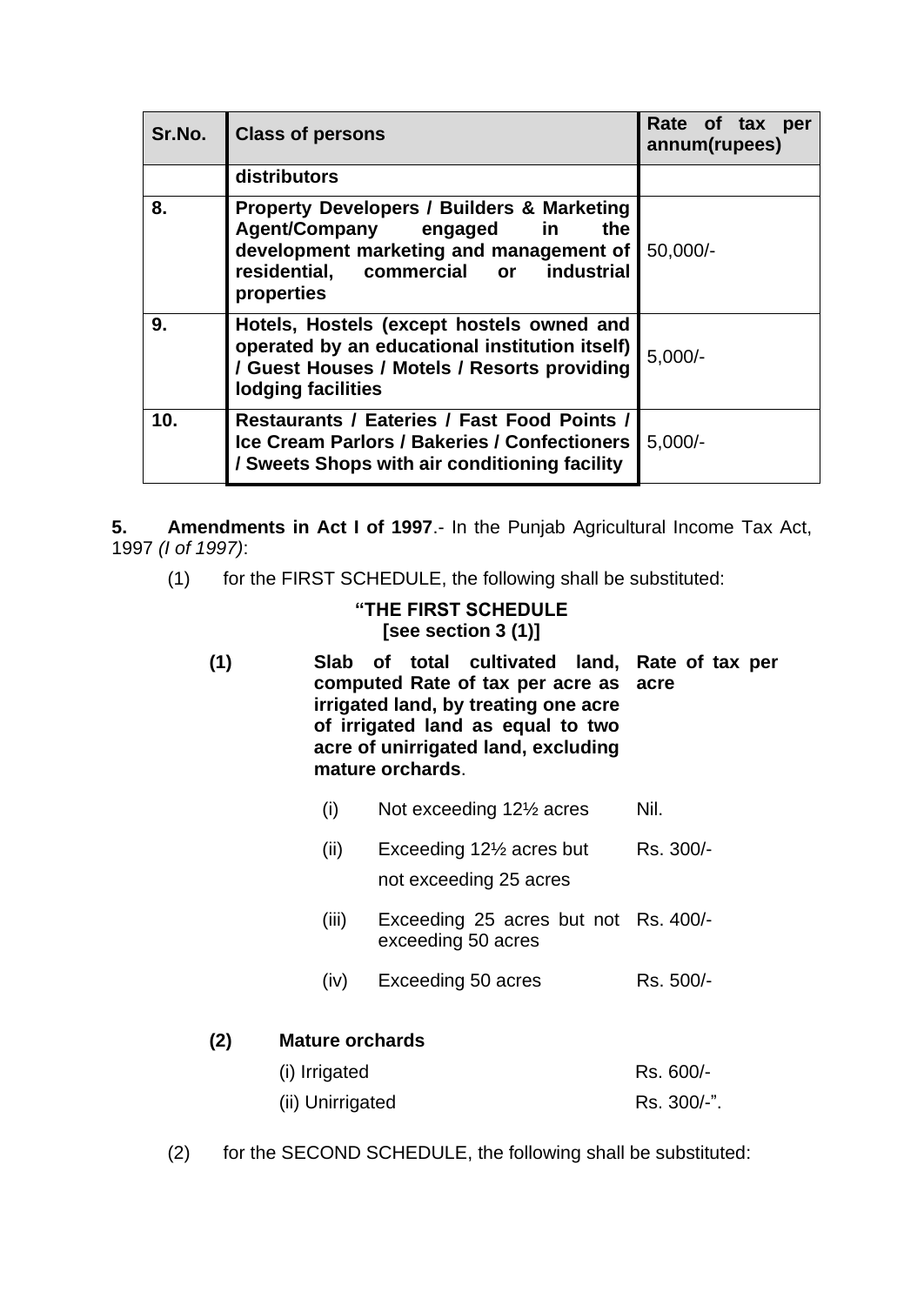| Sr.No. | Class of persons | Rate of tax per annum(rupees) |
|---|---|---|
| | **distributors** | |
| 8. | **Property Developers / Builders & Marketing Agent/Company engaged in the development marketing and management of residential, commercial or industrial properties** | 50,000/- |
| 9. | **Hotels, Hostels (except hostels owned and operated by an educational institution itself) / Guest Houses / Motels / Resorts providing lodging facilities** | 5,000/- |
| 10. | **Restaurants / Eateries / Fast Food Points / Ice Cream Parlors / Bakeries / Confectioners / Sweets Shops with air conditioning facility** | 5,000/- |

**5. Amendments in Act I of 1997**.- In the Punjab Agricultural Income Tax Act, 1997 *(I of 1997)*:

(1) for the FIRST SCHEDULE, the following shall be substituted:

**"THE FIRST SCHEDULE**
**[see section 3 (1)]**

**(1)** **Slab of total cultivated land, computed Rate of tax per acre as irrigated land, by treating one acre of irrigated land as equal to two acre of unirrigated land, excluding mature orchards**. — **Rate of tax per acre**

| | | Rate of tax per acre |
|---|---|---|
| (i) | Not exceeding 12½ acres | Nil. |
| (ii) | Exceeding 12½ acres but not exceeding 25 acres | Rs. 300/- |
| (iii) | Exceeding 25 acres but not exceeding 50 acres | Rs. 400/- |
| (iv) | Exceeding 50 acres | Rs. 500/- |

**(2) Mature orchards**

| | |
|---|---|
| (i) Irrigated | Rs. 600/- |
| (ii) Unirrigated | Rs. 300/-". |

(2) for the SECOND SCHEDULE, the following shall be substituted: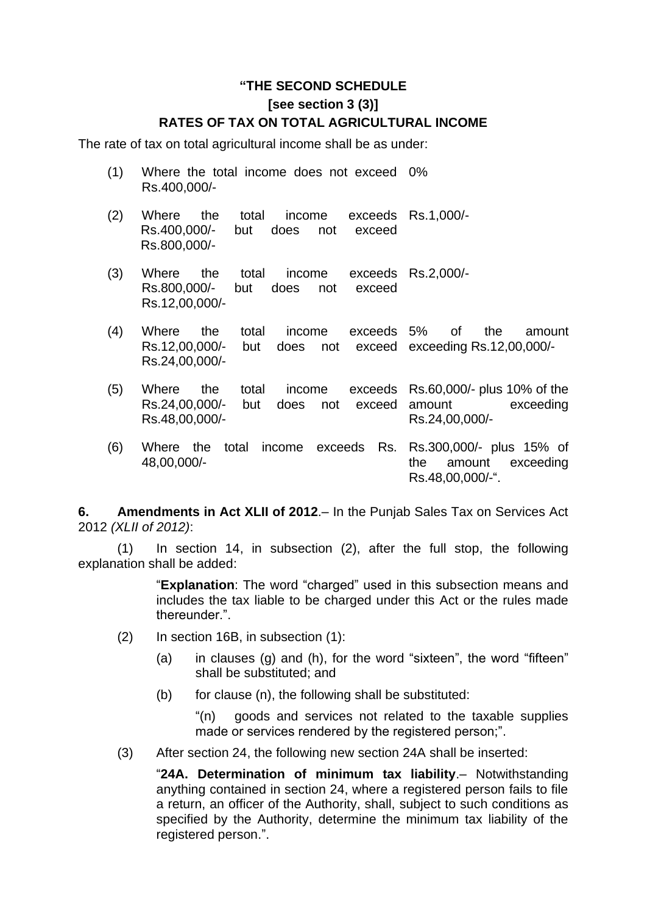**"THE SECOND SCHEDULE**

**[see section 3 (3)]**

**RATES OF TAX ON TOTAL AGRICULTURAL INCOME**

The rate of tax on total agricultural income shall be as under:

| | | |
|---|---|---|
| (1) | Where the total income does not exceed Rs.400,000/- | 0% |
| (2) | Where the total income exceeds Rs.400,000/- but does not exceed Rs.800,000/- | Rs.1,000/- |
| (3) | Where the total income exceeds Rs.800,000/- but does not exceed Rs.12,00,000/- | Rs.2,000/- |
| (4) | Where the total income exceeds Rs.12,00,000/- but does not exceed Rs.24,00,000/- | 5% of the amount exceeding Rs.12,00,000/- |
| (5) | Where the total income exceeds Rs.24,00,000/- but does not exceed Rs.48,00,000/- | Rs.60,000/- plus 10% of the amount exceeding Rs.24,00,000/- |
| (6) | Where the total income exceeds Rs. 48,00,000/- | Rs.300,000/- plus 15% of the amount exceeding Rs.48,00,000/-". |

**6. Amendments in Act XLII of 2012**.– In the Punjab Sales Tax on Services Act 2012 *(XLII of 2012)*:

(1) In section 14, in subsection (2), after the full stop, the following explanation shall be added:

> "**Explanation**: The word "charged" used in this subsection means and includes the tax liable to be charged under this Act or the rules made thereunder.".

(2) In section 16B, in subsection (1):

(a) in clauses (g) and (h), for the word "sixteen", the word "fifteen" shall be substituted; and

(b) for clause (n), the following shall be substituted:

> "(n) goods and services not related to the taxable supplies made or services rendered by the registered person;".

(3) After section 24, the following new section 24A shall be inserted:

> "**24A. Determination of minimum tax liability**.– Notwithstanding anything contained in section 24, where a registered person fails to file a return, an officer of the Authority, shall, subject to such conditions as specified by the Authority, determine the minimum tax liability of the registered person.".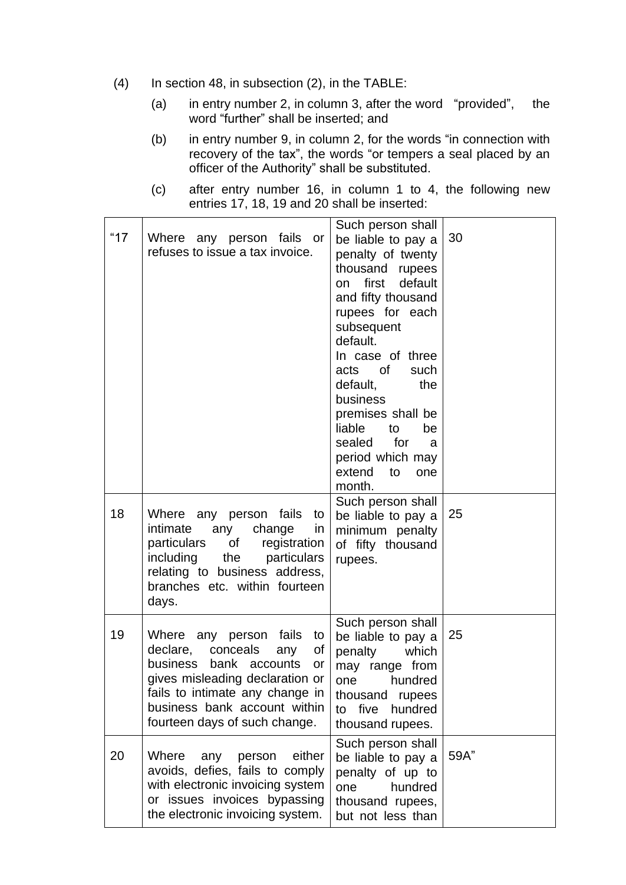(4) In section 48, in subsection (2), in the TABLE:

(a) in entry number 2, in column 3, after the word "provided", the word "further" shall be inserted; and

(b) in entry number 9, in column 2, for the words "in connection with recovery of the tax", the words "or tempers a seal placed by an officer of the Authority" shall be substituted.

(c) after entry number 16, in column 1 to 4, the following new entries 17, 18, 19 and 20 shall be inserted:

| | | | |
|---|---|---|---|
| "17 | Where any person fails or refuses to issue a tax invoice. | Such person shall be liable to pay a penalty of twenty thousand rupees on first default and fifty thousand rupees for each subsequent default. In case of three acts of such default, the business premises shall be liable to be sealed for a period which may extend to one month. | 30 |
| 18 | Where any person fails to intimate any change in particulars of registration including the particulars relating to business address, branches etc. within fourteen days. | Such person shall be liable to pay a minimum penalty of fifty thousand rupees. | 25 |
| 19 | Where any person fails to declare, conceals any of business bank accounts or gives misleading declaration or fails to intimate any change in business bank account within fourteen days of such change. | Such person shall be liable to pay a penalty which may range from one hundred thousand rupees to five hundred thousand rupees. | 25 |
| 20 | Where any person either avoids, defies, fails to comply with electronic invoicing system or issues invoices bypassing the electronic invoicing system. | Such person shall be liable to pay a penalty of up to one hundred thousand rupees, but not less than | 59A" |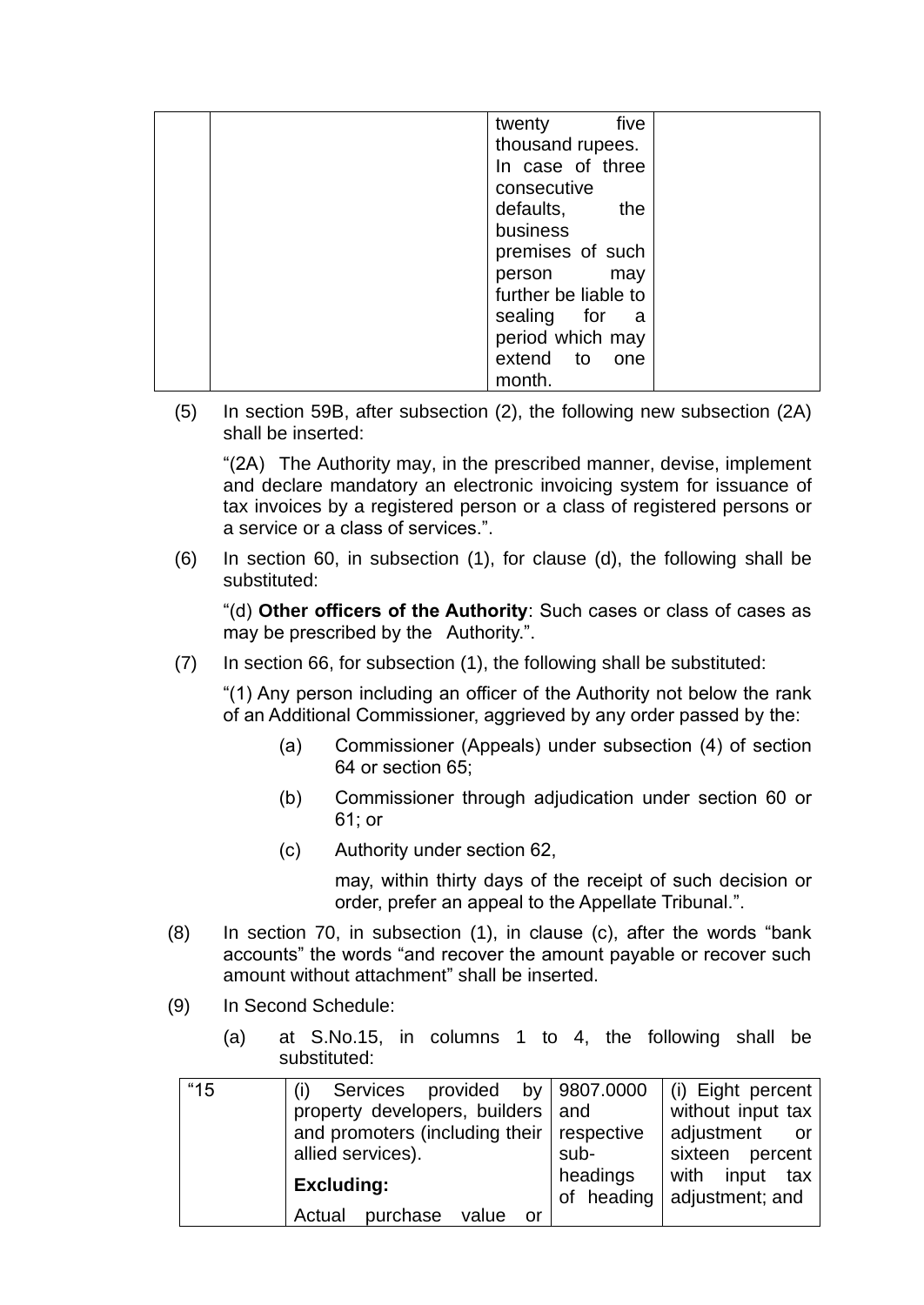| | | twenty five thousand rupees. In case of three consecutive defaults, the business premises of such person may further be liable to sealing for a period which may extend to one month. | |
|---|---|---|---|

(5) In section 59B, after subsection (2), the following new subsection (2A) shall be inserted:

"(2A) The Authority may, in the prescribed manner, devise, implement and declare mandatory an electronic invoicing system for issuance of tax invoices by a registered person or a class of registered persons or a service or a class of services.".

(6) In section 60, in subsection (1), for clause (d), the following shall be substituted:

"(d) **Other officers of the Authority**: Such cases or class of cases as may be prescribed by the Authority.".

(7) In section 66, for subsection (1), the following shall be substituted:

"(1) Any person including an officer of the Authority not below the rank of an Additional Commissioner, aggrieved by any order passed by the:

(a) Commissioner (Appeals) under subsection (4) of section 64 or section 65;

(b) Commissioner through adjudication under section 60 or 61; or

(c) Authority under section 62,

may, within thirty days of the receipt of such decision or order, prefer an appeal to the Appellate Tribunal.".

(8) In section 70, in subsection (1), in clause (c), after the words "bank accounts" the words "and recover the amount payable or recover such amount without attachment" shall be inserted.

(9) In Second Schedule:

(a) at S.No.15, in columns 1 to 4, the following shall be substituted:

| "15 | (i) Services provided by property developers, builders and promoters (including their allied services).<br>**Excluding:**<br>Actual purchase value or | 9807.0000 and respective sub-headings of heading | (i) Eight percent without input tax adjustment or sixteen percent with input tax adjustment; and |
|---|---|---|---|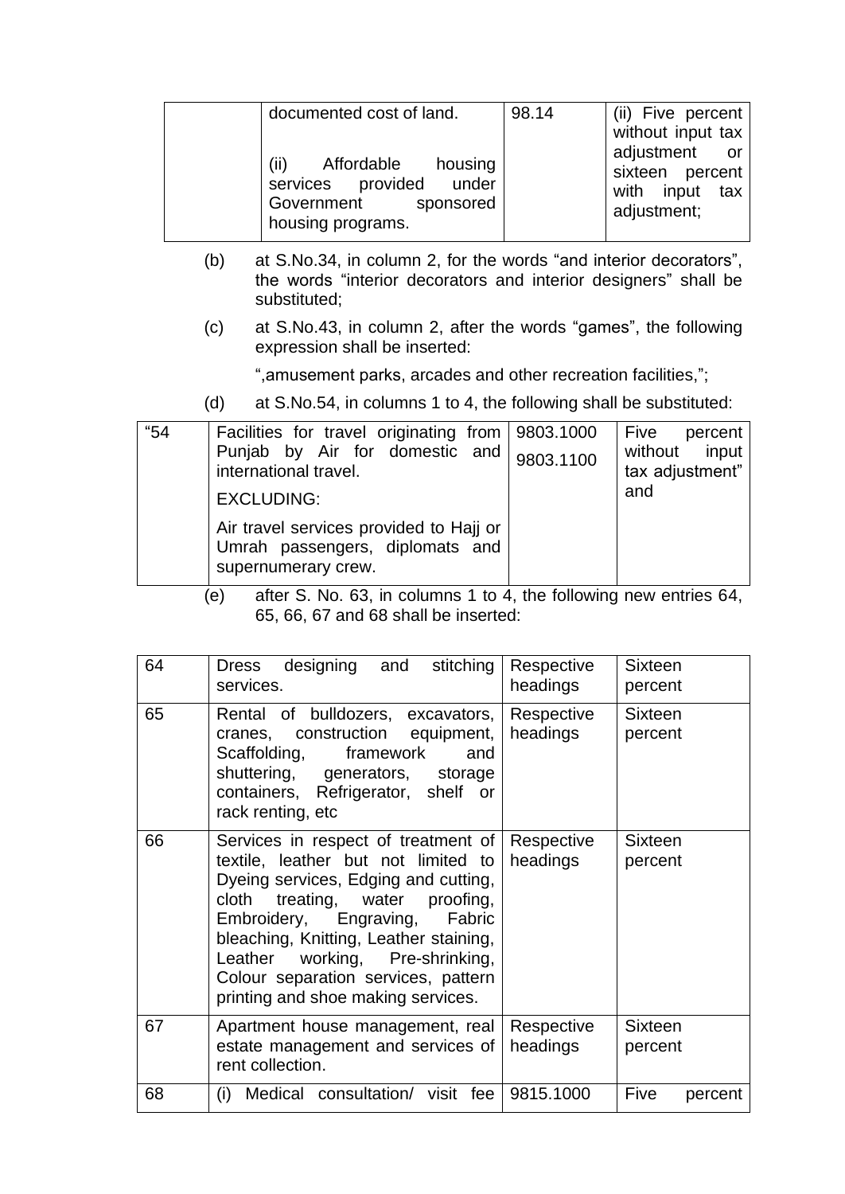| | documented cost of land.<br><br>(ii) Affordable housing services provided under Government sponsored housing programs. | 98.14 | (ii) Five percent without input tax adjustment or sixteen percent with input tax adjustment; |
|---|---|---|---|

(b) at S.No.34, in column 2, for the words "and interior decorators", the words "interior decorators and interior designers" shall be substituted;

(c) at S.No.43, in column 2, after the words "games", the following expression shall be inserted:

",amusement parks, arcades and other recreation facilities,";

(d) at S.No.54, in columns 1 to 4, the following shall be substituted:

| "54 | Facilities for travel originating from Punjab by Air for domestic and international travel.<br><br>EXCLUDING:<br><br>Air travel services provided to Hajj or Umrah passengers, diplomats and supernumerary crew. | 9803.1000<br>9803.1100 | Five percent without input tax adjustment" and |
|---|---|---|---|

(e) after S. No. 63, in columns 1 to 4, the following new entries 64, 65, 66, 67 and 68 shall be inserted:

| 64 | Dress designing and stitching services. | Respective headings | Sixteen percent |
|---|---|---|---|
| 65 | Rental of bulldozers, excavators, cranes, construction equipment, Scaffolding, framework and shuttering, generators, storage containers, Refrigerator, shelf or rack renting, etc | Respective headings | Sixteen percent |
| 66 | Services in respect of treatment of textile, leather but not limited to Dyeing services, Edging and cutting, cloth treating, water proofing, Embroidery, Engraving, Fabric bleaching, Knitting, Leather staining, Leather working, Pre-shrinking, Colour separation services, pattern printing and shoe making services. | Respective headings | Sixteen percent |
| 67 | Apartment house management, real estate management and services of rent collection. | Respective headings | Sixteen percent |
| 68 | (i) Medical consultation/ visit fee | 9815.1000 | Five percent |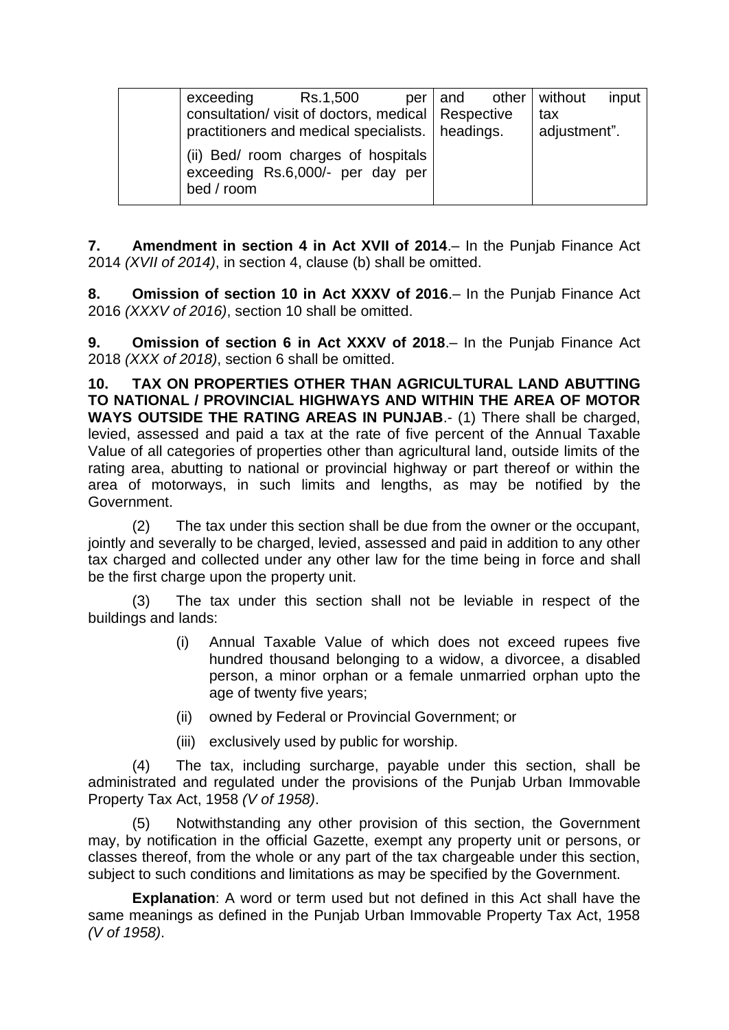|  | exceeding Rs.1,500 per consultation/ visit of doctors, medical practitioners and medical specialists.<br><br>(ii) Bed/ room charges of hospitals exceeding Rs.6,000/- per day per bed / room | and other Respective headings. | without input tax adjustment". |
|---|---|---|---|

**7. Amendment in section 4 in Act XVII of 2014**.– In the Punjab Finance Act 2014 *(XVII of 2014)*, in section 4, clause (b) shall be omitted.

**8. Omission of section 10 in Act XXXV of 2016**.– In the Punjab Finance Act 2016 *(XXXV of 2016)*, section 10 shall be omitted.

**9. Omission of section 6 in Act XXXV of 2018**.– In the Punjab Finance Act 2018 *(XXX of 2018)*, section 6 shall be omitted.

**10. TAX ON PROPERTIES OTHER THAN AGRICULTURAL LAND ABUTTING TO NATIONAL / PROVINCIAL HIGHWAYS AND WITHIN THE AREA OF MOTOR WAYS OUTSIDE THE RATING AREAS IN PUNJAB**.- (1) There shall be charged, levied, assessed and paid a tax at the rate of five percent of the Annual Taxable Value of all categories of properties other than agricultural land, outside limits of the rating area, abutting to national or provincial highway or part thereof or within the area of motorways, in such limits and lengths, as may be notified by the Government.

(2) The tax under this section shall be due from the owner or the occupant, jointly and severally to be charged, levied, assessed and paid in addition to any other tax charged and collected under any other law for the time being in force and shall be the first charge upon the property unit.

(3) The tax under this section shall not be leviable in respect of the buildings and lands:

(i) Annual Taxable Value of which does not exceed rupees five hundred thousand belonging to a widow, a divorcee, a disabled person, a minor orphan or a female unmarried orphan upto the age of twenty five years;

(ii) owned by Federal or Provincial Government; or

(iii) exclusively used by public for worship.

(4) The tax, including surcharge, payable under this section, shall be administrated and regulated under the provisions of the Punjab Urban Immovable Property Tax Act, 1958 *(V of 1958)*.

(5) Notwithstanding any other provision of this section, the Government may, by notification in the official Gazette, exempt any property unit or persons, or classes thereof, from the whole or any part of the tax chargeable under this section, subject to such conditions and limitations as may be specified by the Government.

**Explanation**: A word or term used but not defined in this Act shall have the same meanings as defined in the Punjab Urban Immovable Property Tax Act, 1958 *(V of 1958)*.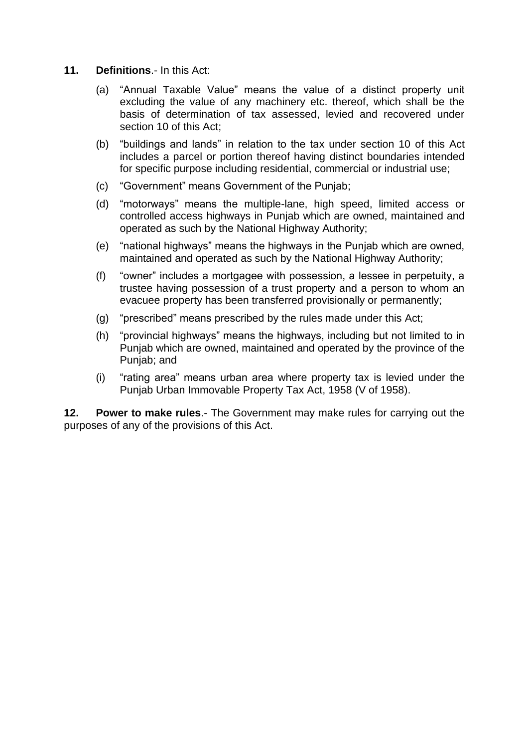**11. Definitions**.- In this Act:

(a) "Annual Taxable Value" means the value of a distinct property unit excluding the value of any machinery etc. thereof, which shall be the basis of determination of tax assessed, levied and recovered under section 10 of this Act;

(b) "buildings and lands" in relation to the tax under section 10 of this Act includes a parcel or portion thereof having distinct boundaries intended for specific purpose including residential, commercial or industrial use;

(c) "Government" means Government of the Punjab;

(d) "motorways" means the multiple-lane, high speed, limited access or controlled access highways in Punjab which are owned, maintained and operated as such by the National Highway Authority;

(e) "national highways" means the highways in the Punjab which are owned, maintained and operated as such by the National Highway Authority;

(f) "owner" includes a mortgagee with possession, a lessee in perpetuity, a trustee having possession of a trust property and a person to whom an evacuee property has been transferred provisionally or permanently;

(g) "prescribed" means prescribed by the rules made under this Act;

(h) "provincial highways" means the highways, including but not limited to in Punjab which are owned, maintained and operated by the province of the Punjab; and

(i) "rating area" means urban area where property tax is levied under the Punjab Urban Immovable Property Tax Act, 1958 (V of 1958).

**12. Power to make rules**.- The Government may make rules for carrying out the purposes of any of the provisions of this Act.